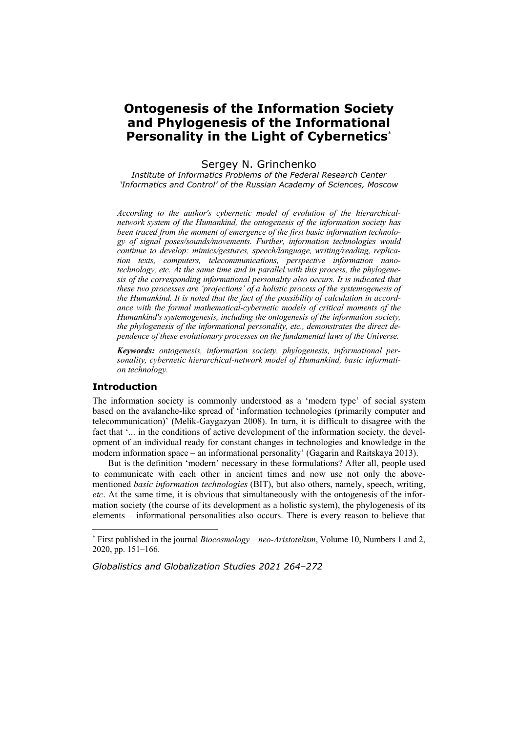# Ontogenesis of the Information Society and Phylogenesis of the Informational Personality in the Light of Cybernetics*

Sergey N. Grinchenko

*Institute of Informatics Problems of the Federal Research Center 'Informatics and Control' of the Russian Academy of Sciences, Moscow*

*According to the author's cybernetic model of evolution of the hierarchical-network system of the Humankind, the ontogenesis of the information society has been traced from the moment of emergence of the first basic information technology of signal poses/sounds/movements. Further, information technologies would continue to develop: mimics/gestures, speech/language, writing/reading, replication texts, computers, telecommunications, perspective information nanotechnology, etc. At the same time and in parallel with this process, the phylogenesis of the corresponding informational personality also occurs. It is indicated that these two processes are 'projections' of a holistic process of the systemogenesis of the Humankind. It is noted that the fact of the possibility of calculation in accordance with the formal mathematical-cybernetic models of critical moments of the Humankind's systemogenesis, including the ontogenesis of the information society, the phylogenesis of the informational personality, etc., demonstrates the direct dependence of these evolutionary processes on the fundamental laws of the Universe.*

***Keywords:*** *ontogenesis, information society, phylogenesis, informational personality, cybernetic hierarchical-network model of Humankind, basic information technology.*

## Introduction

The information society is commonly understood as a 'modern type' of social system based on the avalanche-like spread of 'information technologies (primarily computer and telecommunication)' (Melik-Gaygazyan 2008). In turn, it is difficult to disagree with the fact that '... in the conditions of active development of the information society, the development of an individual ready for constant changes in technologies and knowledge in the modern information space – an informational personality' (Gagarin and Raitskaya 2013).

But is the definition 'modern' necessary in these formulations? After all, people used to communicate with each other in ancient times and now use not only the abovementioned *basic information technologies* (BIT), but also others, namely, speech, writing, *etc*. At the same time, it is obvious that simultaneously with the ontogenesis of the information society (the course of its development as a holistic system), the phylogenesis of its elements – informational personalities also occurs. There is every reason to believe that

---

* First published in the journal *Biocosmology – neo-Aristotelism*, Volume 10, Numbers 1 and 2, 2020, pp. 151–166.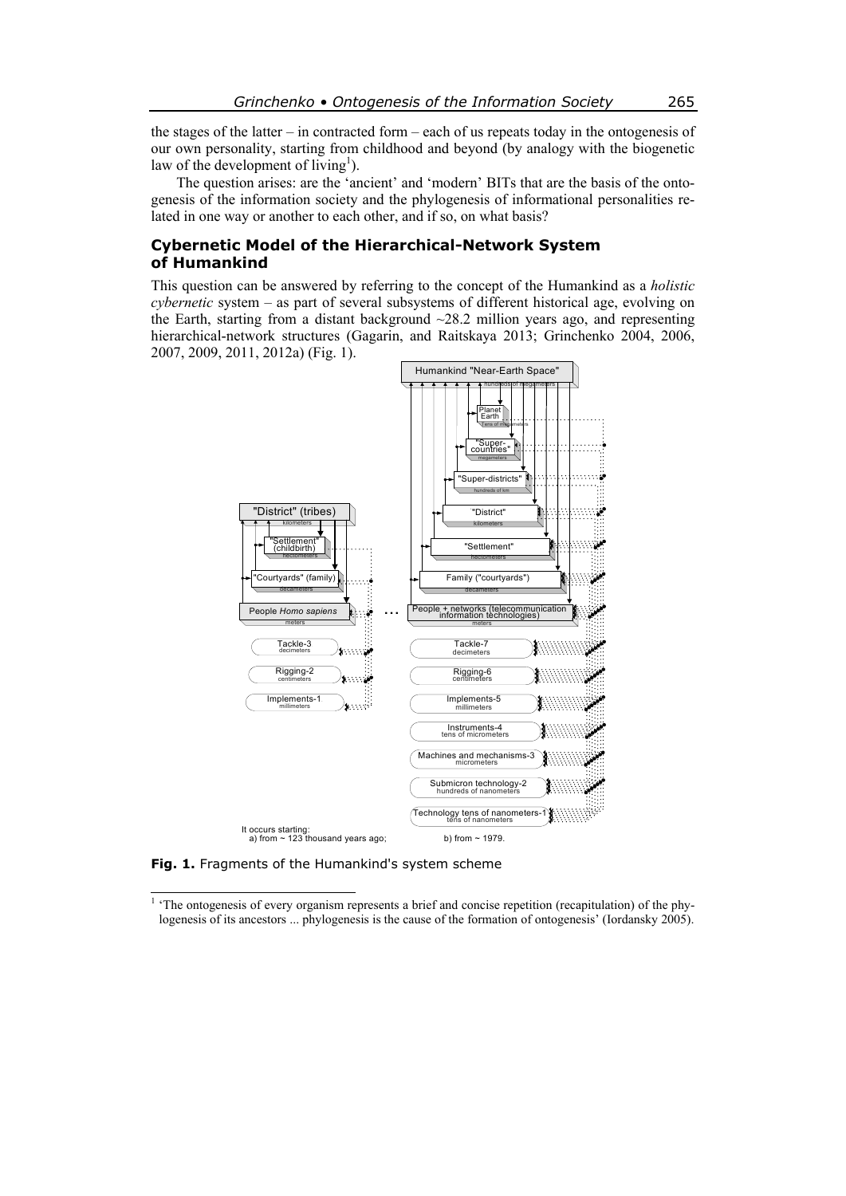the stages of the latter – in contracted form – each of us repeats today in the ontogenesis of our own personality, starting from childhood and beyond (by analogy with the biogenetic law of the development of living[1]).

The question arises: are the 'ancient' and 'modern' BITs that are the basis of the ontogenesis of the information society and the phylogenesis of informational personalities related in one way or another to each other, and if so, on what basis?

## Cybernetic Model of the Hierarchical-Network System of Humankind

This question can be answered by referring to the concept of the Humankind as a *holistic cybernetic* system – as part of several subsystems of different historical age, evolving on the Earth, starting from a distant background ~28.2 million years ago, and representing hierarchical-network structures (Gagarin, and Raitskaya 2013; Grinchenko 2004, 2006, 2007, 2009, 2011, 2012a) (Fig. 1).

**Fig. 1.** Fragments of the Humankind's system scheme

[1] 'The ontogenesis of every organism represents a brief and concise repetition (recapitulation) of the phylogenesis of its ancestors ... phylogenesis is the cause of the formation of ontogenesis' (Iordansky 2005).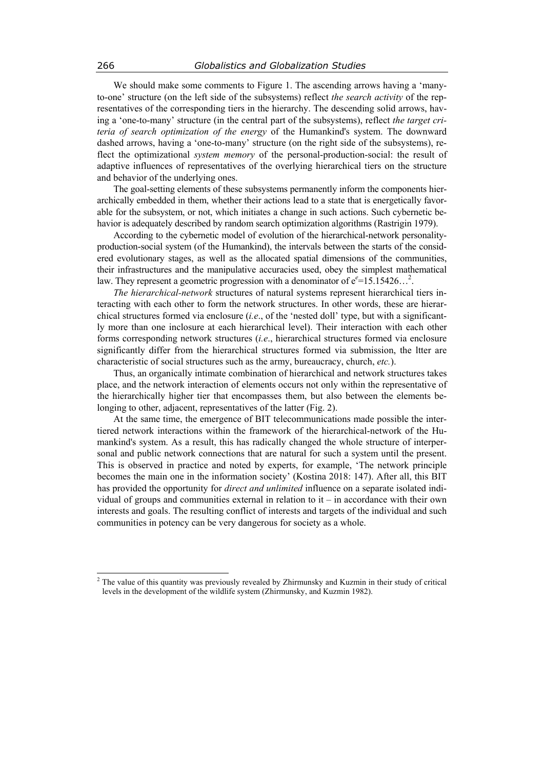We should make some comments to Figure 1. The ascending arrows having a 'many-to-one' structure (on the left side of the subsystems) reflect *the search activity* of the representatives of the corresponding tiers in the hierarchy. The descending solid arrows, having a 'one-to-many' structure (in the central part of the subsystems), reflect *the target criteria of search optimization of the energy* of the Humankind's system. The downward dashed arrows, having a 'one-to-many' structure (on the right side of the subsystems), reflect the optimizational *system memory* of the personal-production-social: the result of adaptive influences of representatives of the overlying hierarchical tiers on the structure and behavior of the underlying ones.

The goal-setting elements of these subsystems permanently inform the components hierarchically embedded in them, whether their actions lead to a state that is energetically favorable for the subsystem, or not, which initiates a change in such actions. Such cybernetic behavior is adequately described by random search optimization algorithms (Rastrigin 1979).

According to the cybernetic model of evolution of the hierarchical-network personality-production-social system (of the Humankind), the intervals between the starts of the considered evolutionary stages, as well as the allocated spatial dimensions of the communities, their infrastructures and the manipulative accuracies used, obey the simplest mathematical law. They represent a geometric progression with a denominator of $e^e$=15.15426…[2].

*The hierarchical-network* structures of natural systems represent hierarchical tiers interacting with each other to form the network structures. In other words, these are hierarchical structures formed via enclosure (*i.e*., of the 'nested doll' type, but with a significantly more than one inclosure at each hierarchical level). Their interaction with each other forms corresponding network structures (*i.e*., hierarchical structures formed via enclosure significantly differ from the hierarchical structures formed via submission, the ltter are characteristic of social structures such as the army, bureaucracy, church, *etc.*).

Thus, an organically intimate combination of hierarchical and network structures takes place, and the network interaction of elements occurs not only within the representative of the hierarchically higher tier that encompasses them, but also between the elements belonging to other, adjacent, representatives of the latter (Fig. 2).

At the same time, the emergence of BIT telecommunications made possible the inter-tiered network interactions within the framework of the hierarchical-network of the Humankind's system. As a result, this has radically changed the whole structure of interpersonal and public network connections that are natural for such a system until the present. This is observed in practice and noted by experts, for example, 'The network principle becomes the main one in the information society' (Kostina 2018: 147). After all, this BIT has provided the opportunity for *direct and unlimited* influence on a separate isolated individual of groups and communities external in relation to it – in accordance with their own interests and goals. The resulting conflict of interests and targets of the individual and such communities in potency can be very dangerous for society as a whole.

---

[2] The value of this quantity was previously revealed by Zhirmunsky and Kuzmin in their study of critical levels in the development of the wildlife system (Zhirmunsky, and Kuzmin 1982).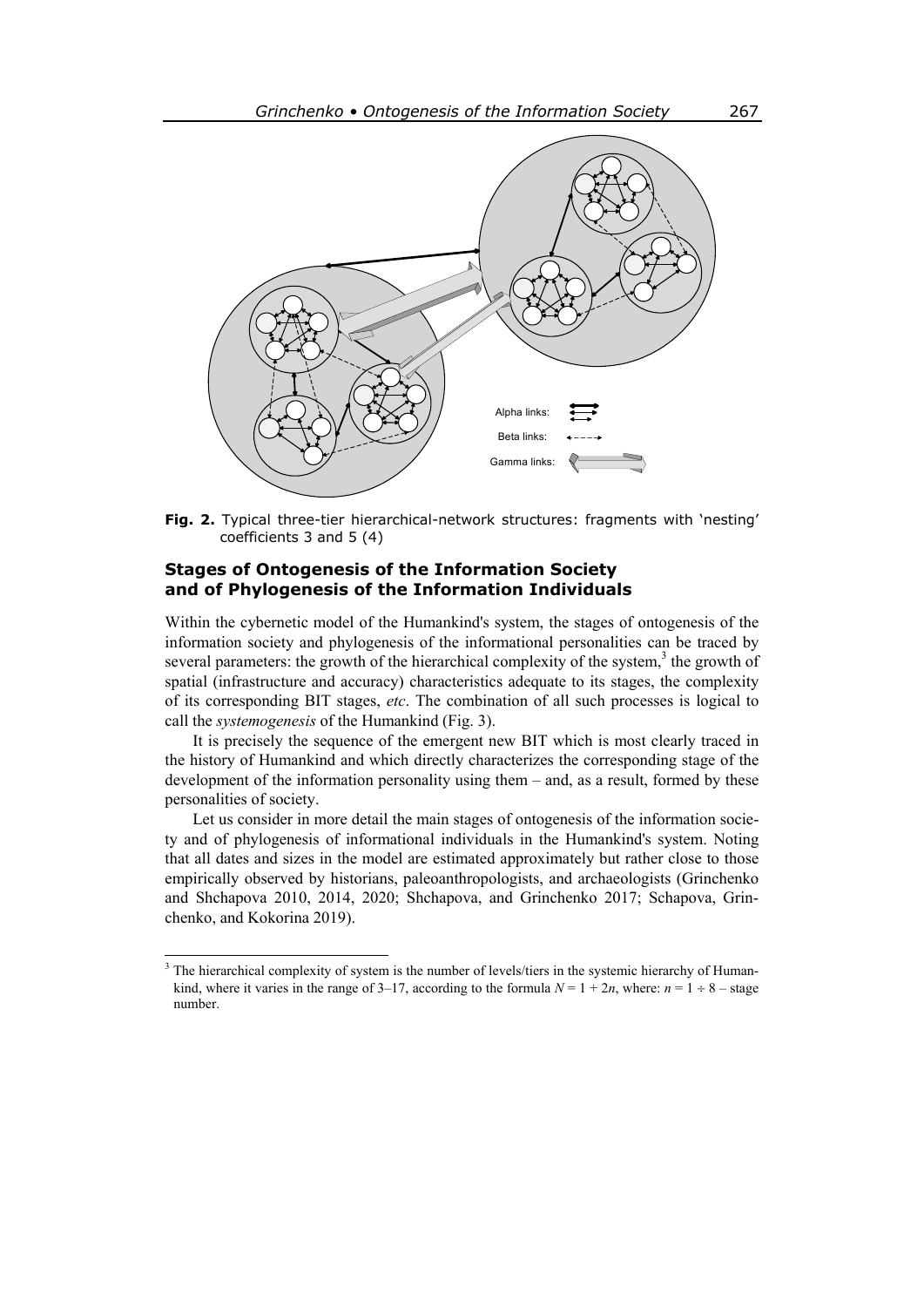**Fig. 2.** Typical three-tier hierarchical-network structures: fragments with 'nesting' coefficients 3 and 5 (4)

### Stages of Ontogenesis of the Information Society and of Phylogenesis of the Information Individuals

Within the cybernetic model of the Humankind's system, the stages of ontogenesis of the information society and phylogenesis of the informational personalities can be traced by several parameters: the growth of the hierarchical complexity of the system,[3] the growth of spatial (infrastructure and accuracy) characteristics adequate to its stages, the complexity of its corresponding BIT stages, *etc*. The combination of all such processes is logical to call the *systemogenesis* of the Humankind (Fig. 3).

It is precisely the sequence of the emergent new BIT which is most clearly traced in the history of Humankind and which directly characterizes the corresponding stage of the development of the information personality using them – and, as a result, formed by these personalities of society.

Let us consider in more detail the main stages of ontogenesis of the information society and of phylogenesis of informational individuals in the Humankind's system. Noting that all dates and sizes in the model are estimated approximately but rather close to those empirically observed by historians, paleoanthropologists, and archaeologists (Grinchenko and Shchapova 2010, 2014, 2020; Shchapova, and Grinchenko 2017; Schapova, Grinchenko, and Kokorina 2019).

[3] The hierarchical complexity of system is the number of levels/tiers in the systemic hierarchy of Humankind, where it varies in the range of 3–17, according to the formula $N = 1 + 2n$, where: $n = 1 \div 8$ – stage number.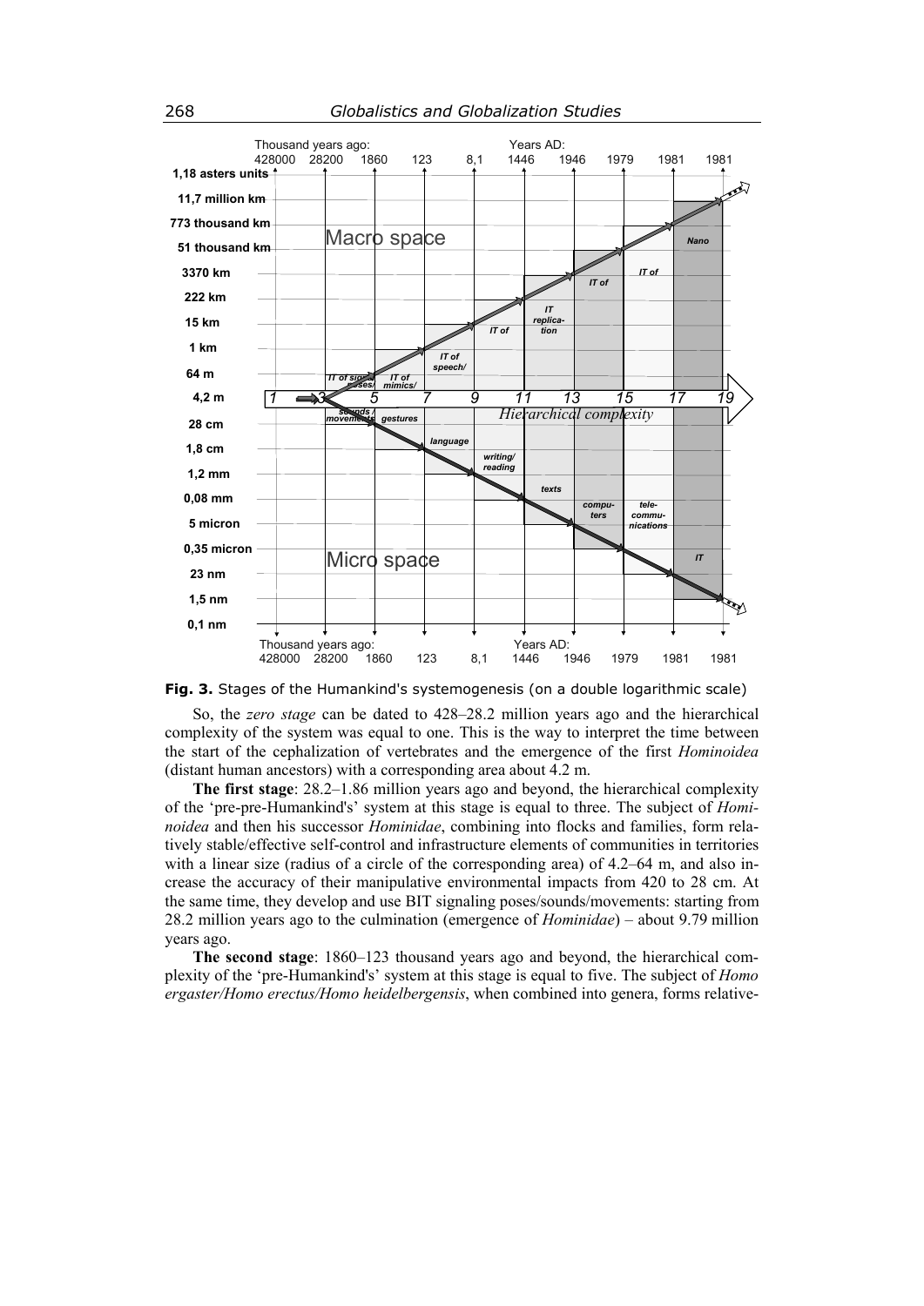**Fig. 3.** Stages of the Humankind's systemogenesis (on a double logarithmic scale)

So, the *zero stage* can be dated to 428–28.2 million years ago and the hierarchical complexity of the system was equal to one. This is the way to interpret the time between the start of the cephalization of vertebrates and the emergence of the first *Hominoidea* (distant human ancestors) with a corresponding area about 4.2 m.

**The first stage**: 28.2–1.86 million years ago and beyond, the hierarchical complexity of the 'pre-pre-Humankind's' system at this stage is equal to three. The subject of *Hominoidea* and then his successor *Hominidae*, combining into flocks and families, form relatively stable/effective self-control and infrastructure elements of communities in territories with a linear size (radius of a circle of the corresponding area) of 4.2–64 m, and also increase the accuracy of their manipulative environmental impacts from 420 to 28 cm. At the same time, they develop and use BIT signaling poses/sounds/movements: starting from 28.2 million years ago to the culmination (emergence of *Hominidae*) – about 9.79 million years ago.

**The second stage**: 1860–123 thousand years ago and beyond, the hierarchical complexity of the 'pre-Humankind's' system at this stage is equal to five. The subject of *Homo ergaster/Homo erectus/Homo heidelbergensis*, when combined into genera, forms relative-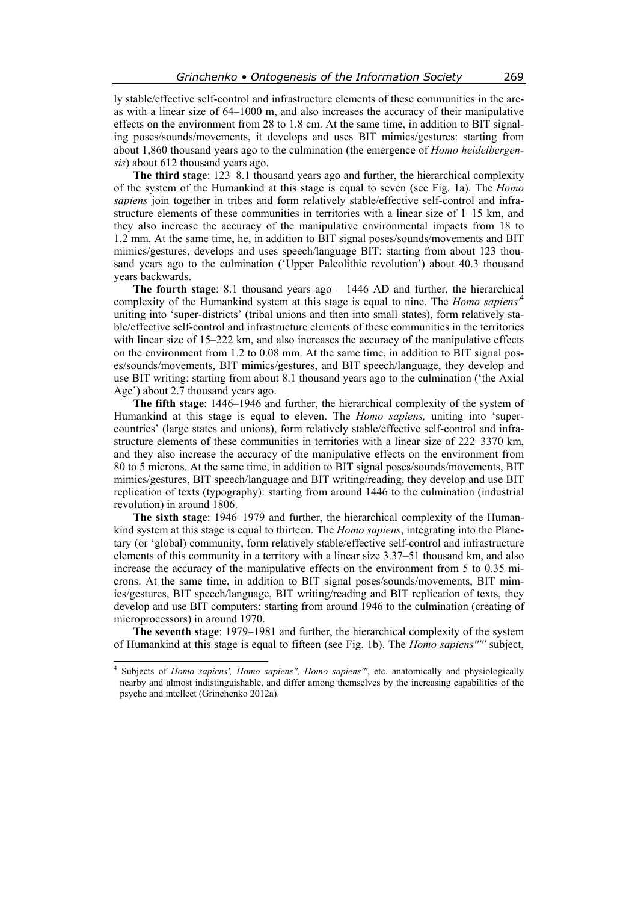ly stable/effective self-control and infrastructure elements of these communities in the areas with a linear size of 64–1000 m, and also increases the accuracy of their manipulative effects on the environment from 28 to 1.8 cm. At the same time, in addition to BIT signaling poses/sounds/movements, it develops and uses BIT mimics/gestures: starting from about 1,860 thousand years ago to the culmination (the emergence of *Homo heidelbergensis*) about 612 thousand years ago.

**The third stage**: 123–8.1 thousand years ago and further, the hierarchical complexity of the system of the Humankind at this stage is equal to seven (see Fig. 1a). The *Homo sapiens* join together in tribes and form relatively stable/effective self-control and infrastructure elements of these communities in territories with a linear size of 1–15 km, and they also increase the accuracy of the manipulative environmental impacts from 18 to 1.2 mm. At the same time, he, in addition to BIT signal poses/sounds/movements and BIT mimics/gestures, develops and uses speech/language BIT: starting from about 123 thousand years ago to the culmination ('Upper Paleolithic revolution') about 40.3 thousand years backwards.

**The fourth stage**: 8.1 thousand years ago – 1446 AD and further, the hierarchical complexity of the Humankind system at this stage is equal to nine. The *Homo sapiens'*[4] uniting into 'super-districts' (tribal unions and then into small states), form relatively stable/effective self-control and infrastructure elements of these communities in the territories with linear size of 15–222 km, and also increases the accuracy of the manipulative effects on the environment from 1.2 to 0.08 mm. At the same time, in addition to BIT signal poses/sounds/movements, BIT mimics/gestures, and BIT speech/language, they develop and use BIT writing: starting from about 8.1 thousand years ago to the culmination ('the Axial Age') about 2.7 thousand years ago.

**The fifth stage**: 1446–1946 and further, the hierarchical complexity of the system of Humankind at this stage is equal to eleven. The *Homo sapiens,* uniting into 'super-countries' (large states and unions), form relatively stable/effective self-control and infrastructure elements of these communities in territories with a linear size of 222–3370 km, and they also increase the accuracy of the manipulative effects on the environment from 80 to 5 microns. At the same time, in addition to BIT signal poses/sounds/movements, BIT mimics/gestures, BIT speech/language and BIT writing/reading, they develop and use BIT replication of texts (typography): starting from around 1446 to the culmination (industrial revolution) in around 1806.

**The sixth stage**: 1946–1979 and further, the hierarchical complexity of the Humankind system at this stage is equal to thirteen. The *Homo sapiens*, integrating into the Planetary (or 'global) community, form relatively stable/effective self-control and infrastructure elements of this community in a territory with a linear size 3.37–51 thousand km, and also increase the accuracy of the manipulative effects on the environment from 5 to 0.35 microns. At the same time, in addition to BIT signal poses/sounds/movements, BIT mimics/gestures, BIT speech/language, BIT writing/reading and BIT replication of texts, they develop and use BIT computers: starting from around 1946 to the culmination (creating of microprocessors) in around 1970.

**The seventh stage**: 1979–1981 and further, the hierarchical complexity of the system of Humankind at this stage is equal to fifteen (see Fig. 1b). The *Homo sapiens''''* subject,

---

[4] Subjects of *Homo sapiens', Homo sapiens'', Homo sapiens'''*, etc. anatomically and physiologically nearby and almost indistinguishable, and differ among themselves by the increasing capabilities of the psyche and intellect (Grinchenko 2012a).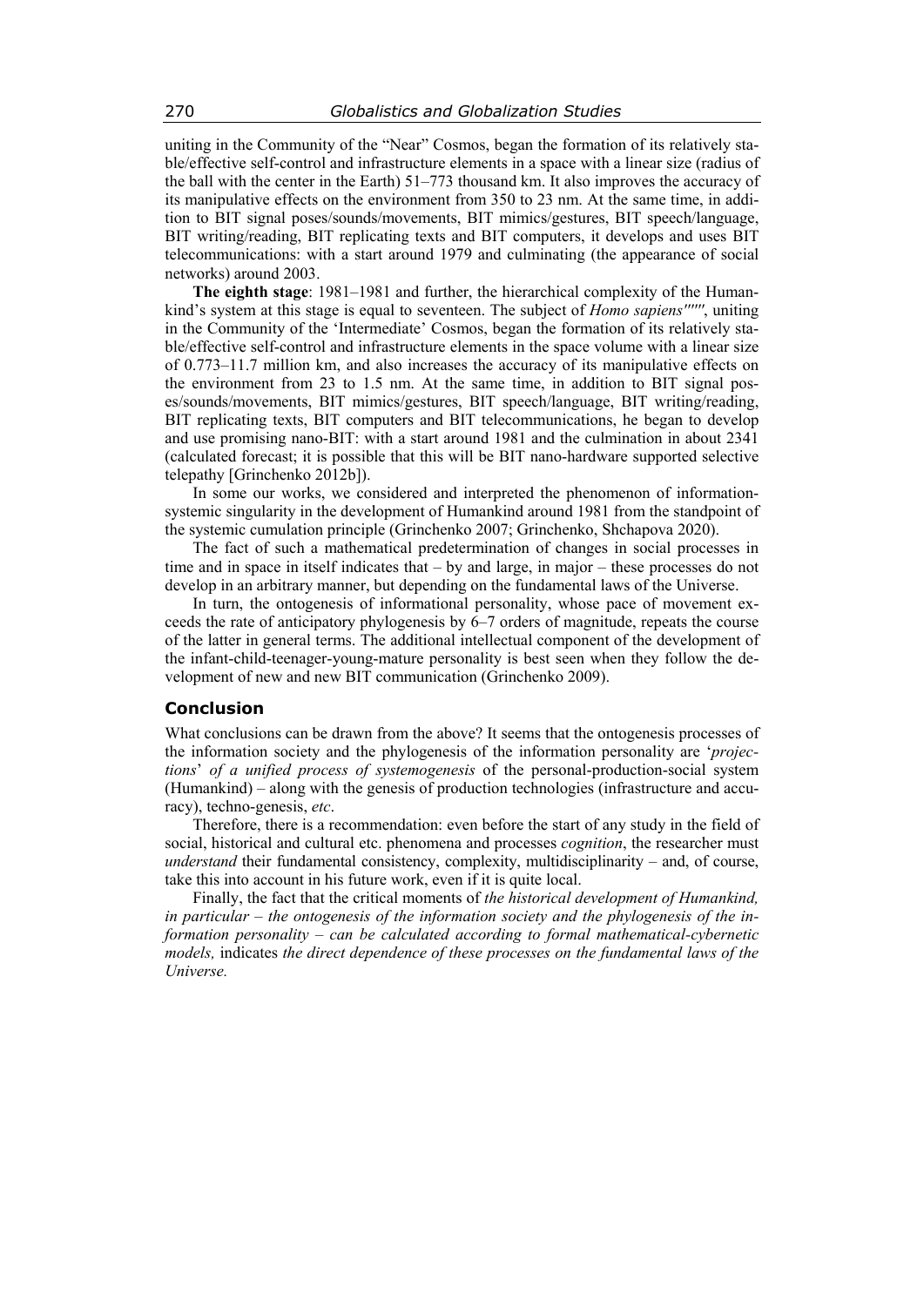uniting in the Community of the "Near" Cosmos, began the formation of its relatively stable/effective self-control and infrastructure elements in a space with a linear size (radius of the ball with the center in the Earth) 51–773 thousand km. It also improves the accuracy of its manipulative effects on the environment from 350 to 23 nm. At the same time, in addition to BIT signal poses/sounds/movements, BIT mimics/gestures, BIT speech/language, BIT writing/reading, BIT replicating texts and BIT computers, it develops and uses BIT telecommunications: with a start around 1979 and culminating (the appearance of social networks) around 2003.

**The eighth stage**: 1981–1981 and further, the hierarchical complexity of the Humankind's system at this stage is equal to seventeen. The subject of *Homo sapiens''''''*, uniting in the Community of the 'Intermediate' Cosmos, began the formation of its relatively stable/effective self-control and infrastructure elements in the space volume with a linear size of 0.773–11.7 million km, and also increases the accuracy of its manipulative effects on the environment from 23 to 1.5 nm. At the same time, in addition to BIT signal poses/sounds/movements, BIT mimics/gestures, BIT speech/language, BIT writing/reading, BIT replicating texts, BIT computers and BIT telecommunications, he began to develop and use promising nano-BIT: with a start around 1981 and the culmination in about 2341 (calculated forecast; it is possible that this will be BIT nano-hardware supported selective telepathy [Grinchenko 2012b]).

In some our works, we considered and interpreted the phenomenon of information-systemic singularity in the development of Humankind around 1981 from the standpoint of the systemic cumulation principle (Grinchenko 2007; Grinchenko, Shchapova 2020).

The fact of such a mathematical predetermination of changes in social processes in time and in space in itself indicates that – by and large, in major – these processes do not develop in an arbitrary manner, but depending on the fundamental laws of the Universe.

In turn, the ontogenesis of informational personality, whose pace of movement exceeds the rate of anticipatory phylogenesis by 6–7 orders of magnitude, repeats the course of the latter in general terms. The additional intellectual component of the development of the infant-child-teenager-young-mature personality is best seen when they follow the development of new and new BIT communication (Grinchenko 2009).

## Conclusion

What conclusions can be drawn from the above? It seems that the ontogenesis processes of the information society and the phylogenesis of the information personality are '*projections*' *of a unified process of systemogenesis* of the personal-production-social system (Humankind) – along with the genesis of production technologies (infrastructure and accuracy), techno-genesis, *etc*.

Therefore, there is a recommendation: even before the start of any study in the field of social, historical and cultural etc. phenomena and processes *cognition*, the researcher must *understand* their fundamental consistency, complexity, multidisciplinarity – and, of course, take this into account in his future work, even if it is quite local.

Finally, the fact that the critical moments of *the historical development of Humankind, in particular – the ontogenesis of the information society and the phylogenesis of the information personality – can be calculated according to formal mathematical-cybernetic models,* indicates *the direct dependence of these processes on the fundamental laws of the Universe.*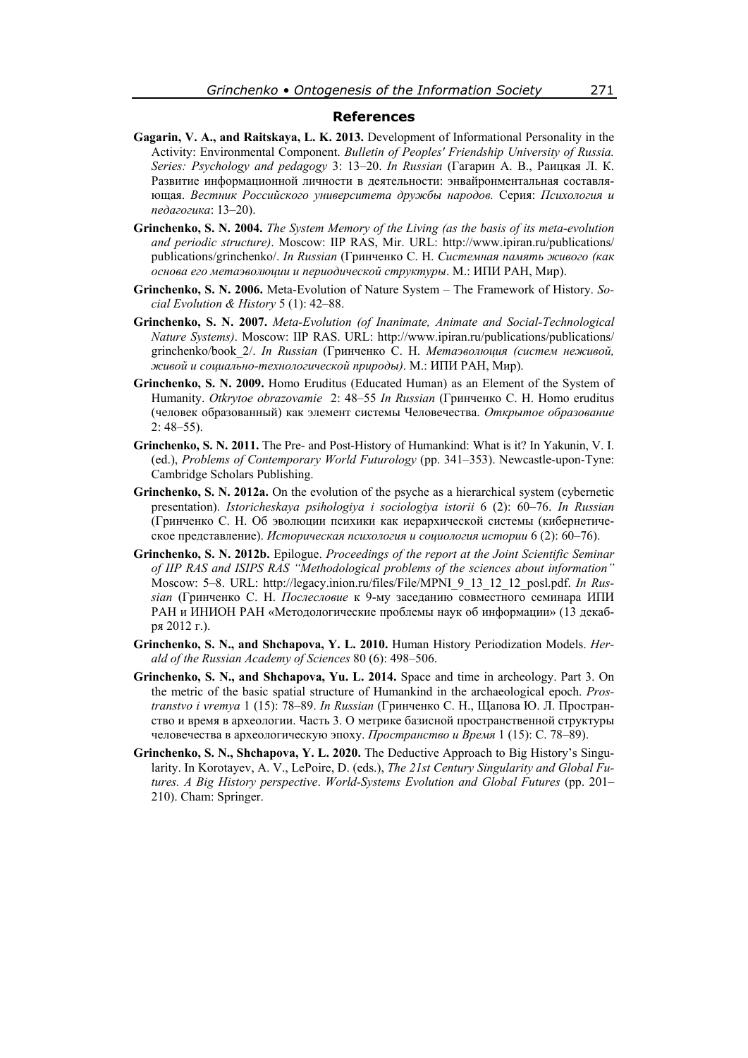## References

**Gagarin, V. A., and Raitskaya, L. K. 2013.** Development of Informational Personality in the Activity: Environmental Component. *Bulletin of Peoples' Friendship University of Russia. Series: Psychology and pedagogy* 3: 13–20. *In Russian* (Гагарин А. В., Раицкая Л. К. Развитие информационной личности в деятельности: энвайронментальная составляющая. *Вестник Российского университета дружбы народов.* Серия: *Психология и педагогика*: 13–20).

**Grinchenko, S. N. 2004.** *The System Memory of the Living (as the basis of its meta-evolution and periodic structure)*. Moscow: IIP RAS, Mir. URL: http://www.ipiran.ru/publications/publications/grinchenko/. *In Russian* (Гринченко С. Н. *Системная память живого (как основа его метаэволюции и периодической структуры*. М.: ИПИ РАН, Мир).

**Grinchenko, S. N. 2006.** Meta-Evolution of Nature System – The Framework of History. *Social Evolution & History* 5 (1): 42–88.

**Grinchenko, S. N. 2007.** *Meta-Evolution (of Inanimate, Animate and Social-Technological Nature Systems)*. Moscow: IIP RAS. URL: http://www.ipiran.ru/publications/publications/grinchenko/book_2/. *In Russian* (Гринченко С. Н. *Метаэволюция (систем неживой, живой и социально-технологической природы)*. М.: ИПИ РАН, Мир).

**Grinchenko, S. N. 2009.** Homo Eruditus (Educated Human) as an Element of the System of Humanity. *Otkrytoe obrazovamie* 2: 48–55 *In Russian* (Гринченко С. Н. Homo eruditus (человек образованный) как элемент системы Человечества. *Открытое образование* 2: 48–55).

**Grinchenko, S. N. 2011.** The Pre- and Post-History of Humankind: What is it? In Yakunin, V. I. (ed.), *Problems of Contemporary World Futurology* (pp. 341–353). Newcastle-upon-Tyne: Cambridge Scholars Publishing.

**Grinchenko, S. N. 2012a.** On the evolution of the psyche as a hierarchical system (cybernetic presentation). *Istoricheskaya psihologiya i sociologiya istorii* 6 (2): 60–76. *In Russian* (Гринченко С. Н. Об эволюции психики как иерархической системы (кибернетическое представление). *Историческая психология и социология истории* 6 (2): 60–76).

**Grinchenko, S. N. 2012b.** Epilogue. *Proceedings of the report at the Joint Scientific Seminar of IIP RAS and ISIPS RAS "Methodological problems of the sciences about information"* Moscow: 5–8. URL: http://legacy.inion.ru/files/File/MPNI_9_13_12_12_posl.pdf. *In Russian* (Гринченко С. Н. *Послесловие* к 9-му заседанию совместного семинара ИПИ РАН и ИНИОН РАН «Методологические проблемы наук об информации» (13 декабря 2012 г.).

**Grinchenko, S. N., and Shchapova, Y. L. 2010.** Human History Periodization Models. *Herald of the Russian Academy of Sciences* 80 (6): 498–506.

**Grinchenko, S. N., and Shchapova, Yu. L. 2014.** Space and time in archeology. Part 3. On the metric of the basic spatial structure of Humankind in the archaeological epoch. *Prostranstvo i vremya* 1 (15): 78–89. *In Russian* (Гринченко С. Н., Щапова Ю. Л. Пространство и время в археологии. Часть 3. О метрике базисной пространственной структуры человечества в археологическую эпоху. *Пространство и Время* 1 (15): С. 78–89).

**Grinchenko, S. N., Shchapova, Y. L. 2020.** The Deductive Approach to Big History's Singularity. In Korotayev, A. V., LePoire, D. (eds.), *The 21st Century Singularity and Global Futures. A Big History perspective*. *World-Systems Evolution and Global Futures* (pp. 201–210). Cham: Springer.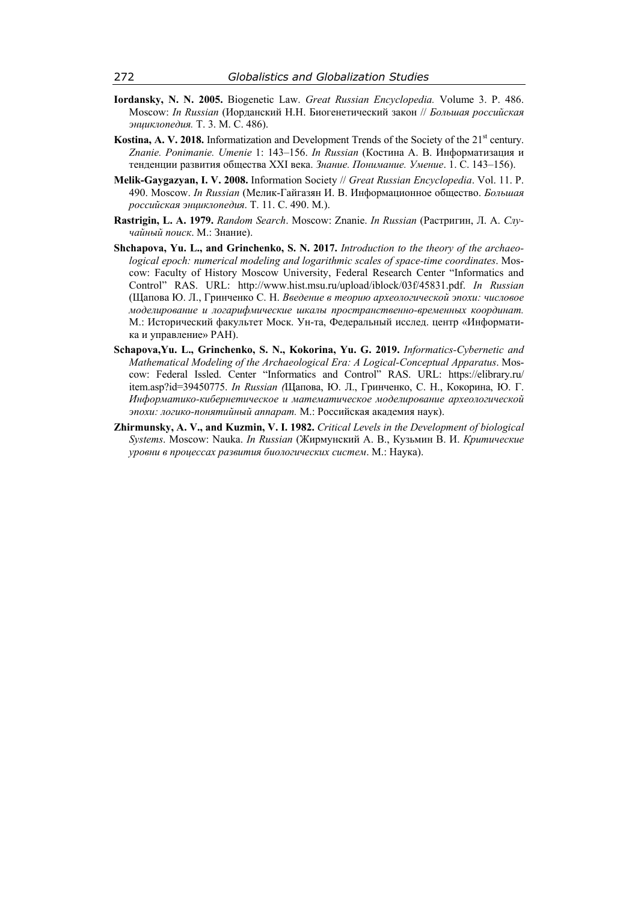**Iordansky, N. N. 2005.** Biogenetic Law. *Great Russian Encyclopedia.* Volume 3. P. 486. Moscow: *In Russian* (Иорданский Н.Н. Биогенетический закон // *Большая российская энциклопедия.* Т. 3. М. С. 486).

**Kostina, A. V. 2018.** Informatization and Development Trends of the Society of the 21st century. *Znanie. Ponimanie. Umenie* 1: 143–156. *In Russian* (Костина А. В. Информатизация и тенденции развития общества XXI века. *Знание. Понимание. Умение*. 1. С. 143–156).

**Melik-Gaygazyan, I. V. 2008.** Information Society // *Great Russian Encyclopedia*. Vol. 11. P. 490. Moscow. *In Russian* (Мелик-Гайгазян И. В. Информационное общество. *Большая российская энциклопедия*. Т. 11. С. 490. М.).

**Rastrigin, L. A. 1979.** *Random Search*. Moscow: Znanie. *In Russian* (Растригин, Л. А. *Случайный поиск*. М.: Знание).

**Shchapova, Yu. L., and Grinchenko, S. N. 2017.** *Introduction to the theory of the archaeological epoch: numerical modeling and logarithmic scales of space-time coordinates*. Moscow: Faculty of History Moscow University, Federal Research Center "Informatics and Control" RAS. URL: http://www.hist.msu.ru/upload/iblock/03f/45831.pdf. *In Russian* (Щапова Ю. Л., Гринченко С. Н. *Введение в теорию археологической эпохи: числовое моделирование и логарифмические шкалы пространственно-временных координат.* М.: Исторический факультет Моск. Ун-та, Федеральный исслед. центр «Информатика и управление» РАН).

**Schapova,Yu. L., Grinchenko, S. N., Kokorina, Yu. G. 2019.** *Informatics-Cybernetic and Mathematical Modeling of the Archaeological Era: A Logical-Conceptual Apparatus*. Moscow: Federal Issled. Center "Informatics and Control" RAS. URL: https://elibrary.ru/item.asp?id=39450775. *In Russian* (Щапова, Ю. Л., Гринченко, С. Н., Кокорина, Ю. Г. *Информатико-кибернетическое и математическое моделирование археологической эпохи: логико-понятийный аппарат.* М.: Российская академия наук).

**Zhirmunsky, A. V., and Kuzmin, V. I. 1982.** *Critical Levels in the Development of biological Systems*. Moscow: Nauka. *In Russian* (Жирмунский А. В., Кузьмин В. И. *Критические уровни в процессах развития биологических систем*. М.: Наука).